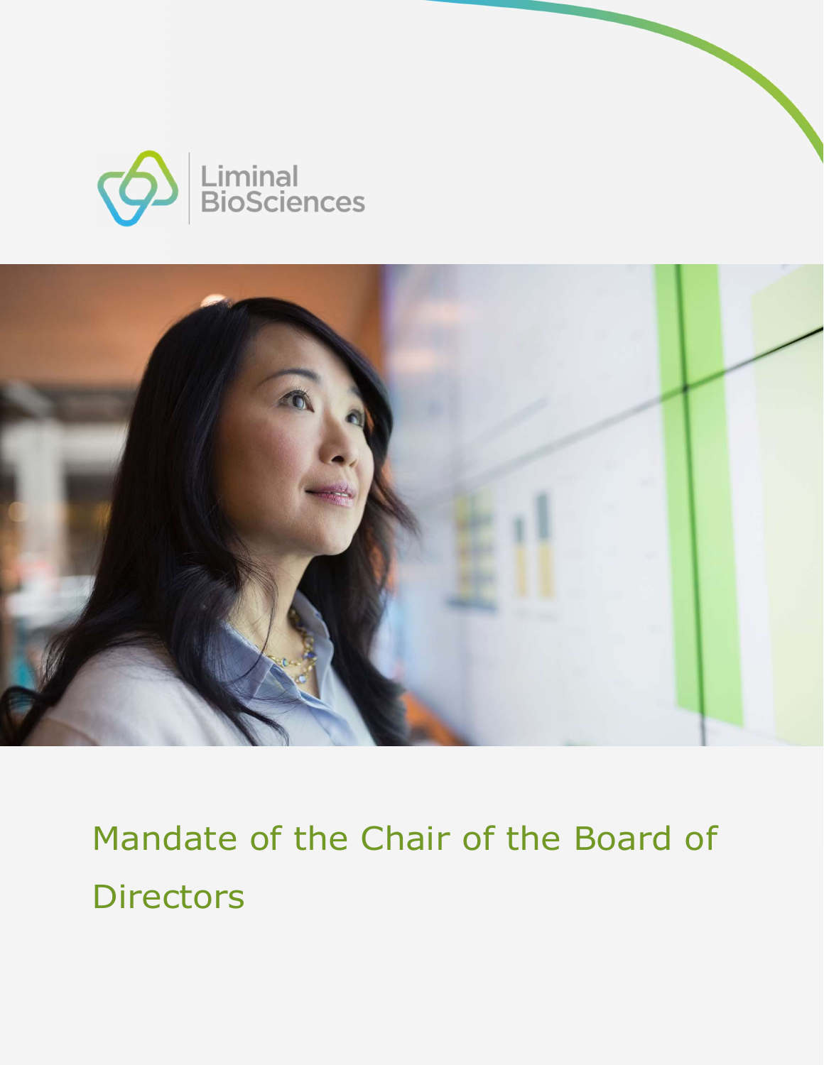Liminal BioSciences

# Mandate of the Chair of the Board of Directors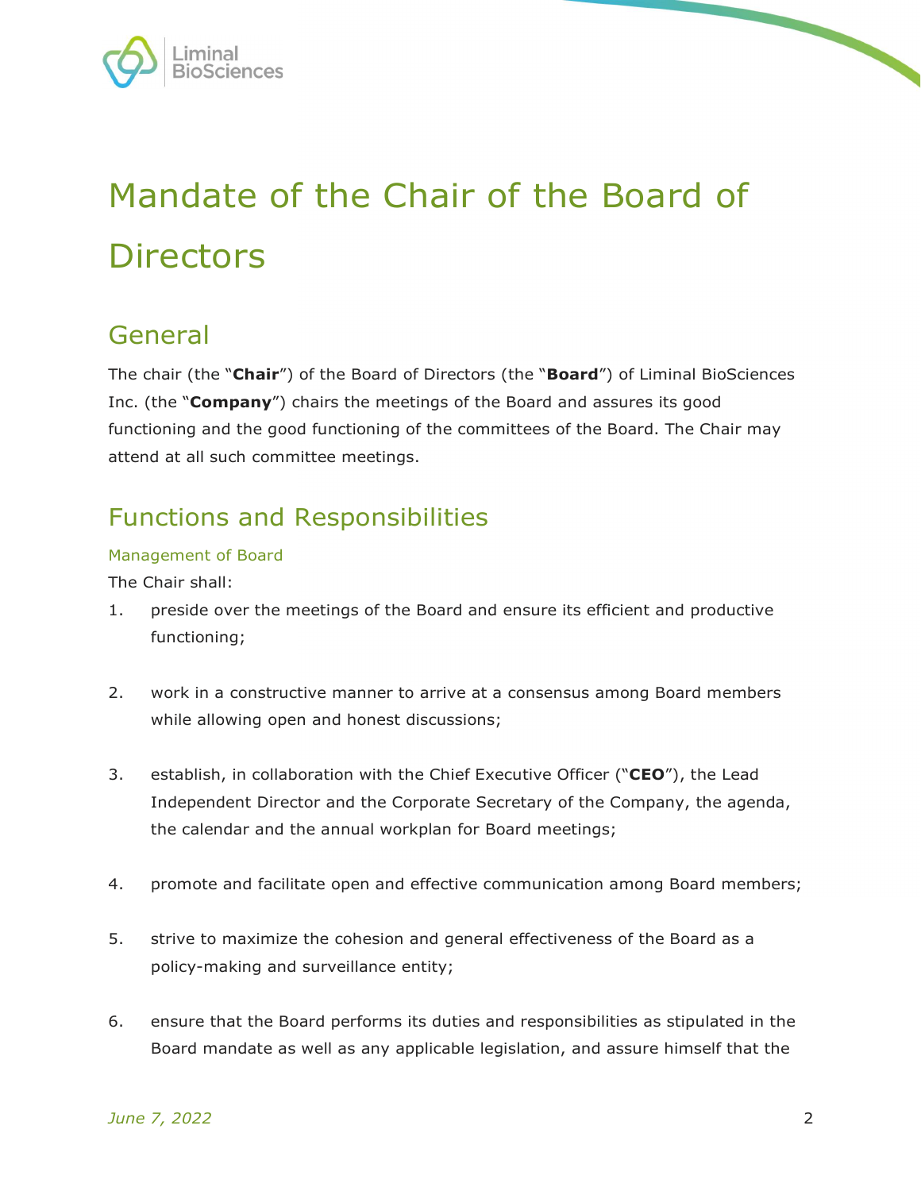# Mandate of the Chair of the Board of Directors

## General

The chair (the "**Chair**") of the Board of Directors (the "**Board**") of Liminal BioSciences Inc. (the "**Company**") chairs the meetings of the Board and assures its good functioning and the good functioning of the committees of the Board. The Chair may attend at all such committee meetings.

## Functions and Responsibilities

### Management of Board

The Chair shall:

1. preside over the meetings of the Board and ensure its efficient and productive functioning;

2. work in a constructive manner to arrive at a consensus among Board members while allowing open and honest discussions;

3. establish, in collaboration with the Chief Executive Officer ("**CEO**"), the Lead Independent Director and the Corporate Secretary of the Company, the agenda, the calendar and the annual workplan for Board meetings;

4. promote and facilitate open and effective communication among Board members;

5. strive to maximize the cohesion and general effectiveness of the Board as a policy-making and surveillance entity;

6. ensure that the Board performs its duties and responsibilities as stipulated in the Board mandate as well as any applicable legislation, and assure himself that the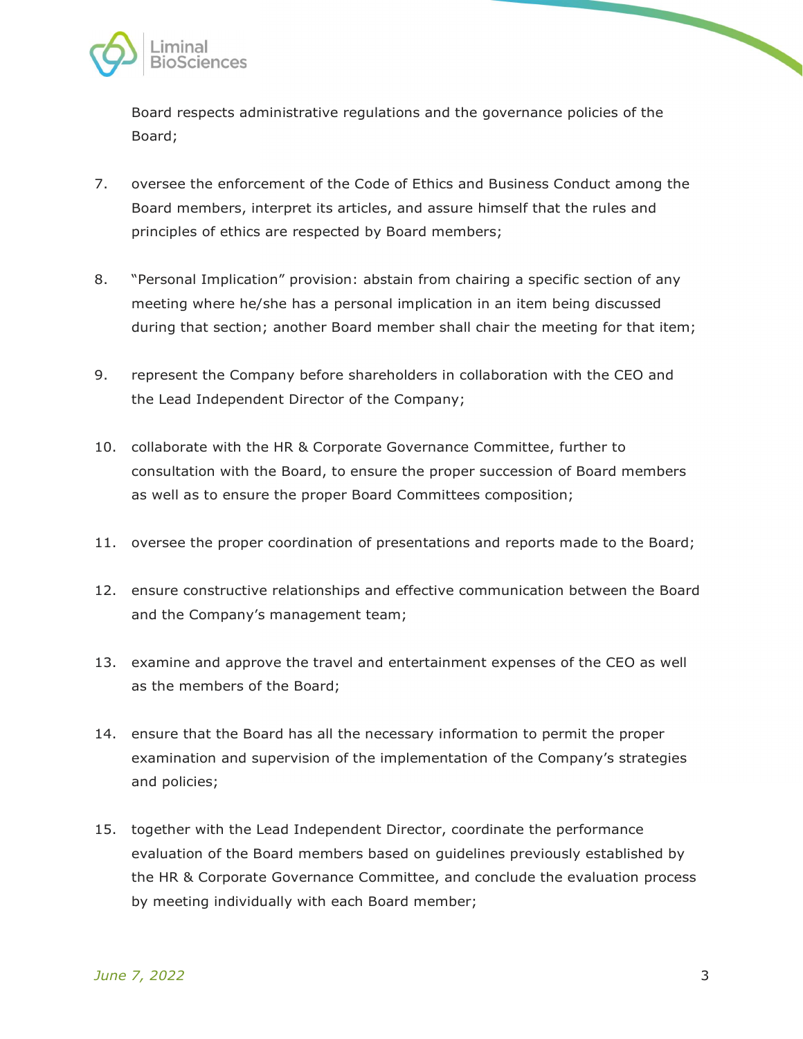Board respects administrative regulations and the governance policies of the Board;

7. oversee the enforcement of the Code of Ethics and Business Conduct among the Board members, interpret its articles, and assure himself that the rules and principles of ethics are respected by Board members;

8. "Personal Implication" provision: abstain from chairing a specific section of any meeting where he/she has a personal implication in an item being discussed during that section; another Board member shall chair the meeting for that item;

9. represent the Company before shareholders in collaboration with the CEO and the Lead Independent Director of the Company;

10. collaborate with the HR & Corporate Governance Committee, further to consultation with the Board, to ensure the proper succession of Board members as well as to ensure the proper Board Committees composition;

11. oversee the proper coordination of presentations and reports made to the Board;

12. ensure constructive relationships and effective communication between the Board and the Company's management team;

13. examine and approve the travel and entertainment expenses of the CEO as well as the members of the Board;

14. ensure that the Board has all the necessary information to permit the proper examination and supervision of the implementation of the Company's strategies and policies;

15. together with the Lead Independent Director, coordinate the performance evaluation of the Board members based on guidelines previously established by the HR & Corporate Governance Committee, and conclude the evaluation process by meeting individually with each Board member;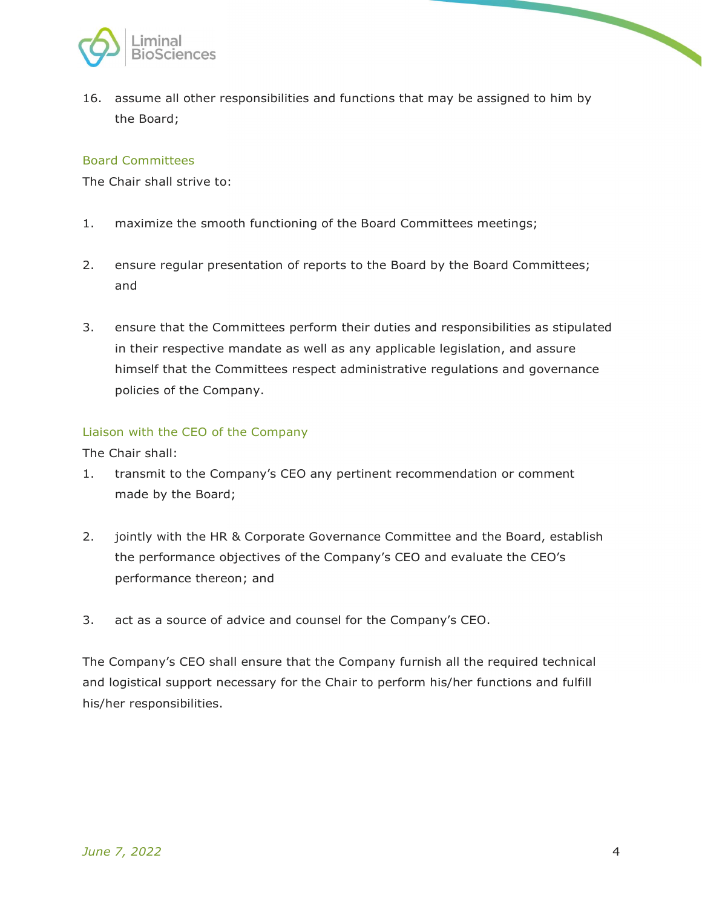16. assume all other responsibilities and functions that may be assigned to him by the Board;

### Board Committees

The Chair shall strive to:

1. maximize the smooth functioning of the Board Committees meetings;

2. ensure regular presentation of reports to the Board by the Board Committees; and

3. ensure that the Committees perform their duties and responsibilities as stipulated in their respective mandate as well as any applicable legislation, and assure himself that the Committees respect administrative regulations and governance policies of the Company.

### Liaison with the CEO of the Company

The Chair shall:

1. transmit to the Company's CEO any pertinent recommendation or comment made by the Board;

2. jointly with the HR & Corporate Governance Committee and the Board, establish the performance objectives of the Company's CEO and evaluate the CEO's performance thereon; and

3. act as a source of advice and counsel for the Company's CEO.

The Company's CEO shall ensure that the Company furnish all the required technical and logistical support necessary for the Chair to perform his/her functions and fulfill his/her responsibilities.

*June 7, 2022*